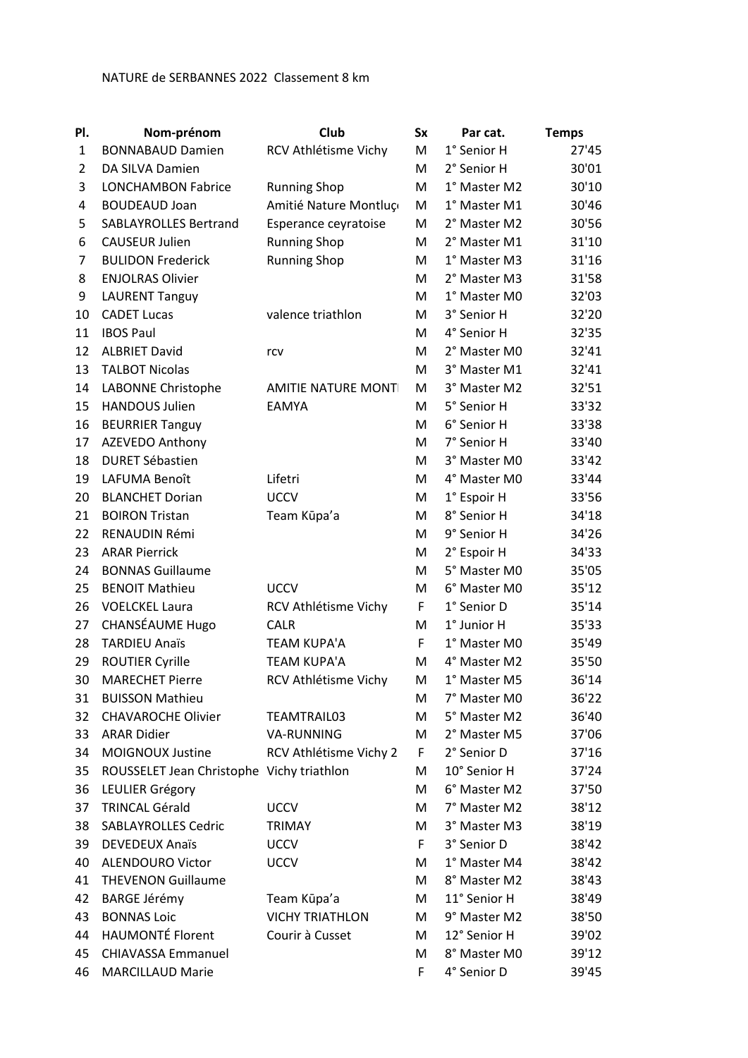NATURE de SERBANNES 2022 Classement 8 km

| Pl. | Nom-prénom | Club | Sx | Par cat. | Temps |
|---|---|---|---|---|---|
| 1 | BONNABAUD Damien | RCV Athlétisme Vichy | M | 1° Senior H | 27'45 |
| 2 | DA SILVA Damien | | M | 2° Senior H | 30'01 |
| 3 | LONCHAMBON Fabrice | Running Shop | M | 1° Master M2 | 30'10 |
| 4 | BOUDEAUD Joan | Amitié Nature Montluç | M | 1° Master M1 | 30'46 |
| 5 | SABLAYROLLES Bertrand | Esperance ceyratoise | M | 2° Master M2 | 30'56 |
| 6 | CAUSEUR Julien | Running Shop | M | 2° Master M1 | 31'10 |
| 7 | BULIDON Frederick | Running Shop | M | 1° Master M3 | 31'16 |
| 8 | ENJOLRAS Olivier | | M | 2° Master M3 | 31'58 |
| 9 | LAURENT Tanguy | | M | 1° Master M0 | 32'03 |
| 10 | CADET Lucas | valence triathlon | M | 3° Senior H | 32'20 |
| 11 | IBOS Paul | | M | 4° Senior H | 32'35 |
| 12 | ALBRIET David | rcv | M | 2° Master M0 | 32'41 |
| 13 | TALBOT Nicolas | | M | 3° Master M1 | 32'41 |
| 14 | LABONNE Christophe | AMITIE NATURE MONT | M | 3° Master M2 | 32'51 |
| 15 | HANDOUS Julien | EAMYA | M | 5° Senior H | 33'32 |
| 16 | BEURRIER Tanguy | | M | 6° Senior H | 33'38 |
| 17 | AZEVEDO Anthony | | M | 7° Senior H | 33'40 |
| 18 | DURET Sébastien | | M | 3° Master M0 | 33'42 |
| 19 | LAFUMA Benoît | Lifetri | M | 4° Master M0 | 33'44 |
| 20 | BLANCHET Dorian | UCCV | M | 1° Espoir H | 33'56 |
| 21 | BOIRON Tristan | Team Kūpa'a | M | 8° Senior H | 34'18 |
| 22 | RENAUDIN Rémi | | M | 9° Senior H | 34'26 |
| 23 | ARAR Pierrick | | M | 2° Espoir H | 34'33 |
| 24 | BONNAS Guillaume | | M | 5° Master M0 | 35'05 |
| 25 | BENOIT Mathieu | UCCV | M | 6° Master M0 | 35'12 |
| 26 | VOELCKEL Laura | RCV Athlétisme Vichy | F | 1° Senior D | 35'14 |
| 27 | CHANSÉAUME Hugo | CALR | M | 1° Junior H | 35'33 |
| 28 | TARDIEU Anaïs | TEAM KUPA'A | F | 1° Master M0 | 35'49 |
| 29 | ROUTIER Cyrille | TEAM KUPA'A | M | 4° Master M2 | 35'50 |
| 30 | MARECHET Pierre | RCV Athlétisme Vichy | M | 1° Master M5 | 36'14 |
| 31 | BUISSON Mathieu | | M | 7° Master M0 | 36'22 |
| 32 | CHAVAROCHE Olivier | TEAMTRAIL03 | M | 5° Master M2 | 36'40 |
| 33 | ARAR Didier | VA-RUNNING | M | 2° Master M5 | 37'06 |
| 34 | MOIGNOUX Justine | RCV Athlétisme Vichy 2 | F | 2° Senior D | 37'16 |
| 35 | ROUSSELET Jean Christophe | Vichy triathlon | M | 10° Senior H | 37'24 |
| 36 | LEULIER Grégory | | M | 6° Master M2 | 37'50 |
| 37 | TRINCAL Gérald | UCCV | M | 7° Master M2 | 38'12 |
| 38 | SABLAYROLLES Cedric | TRIMAY | M | 3° Master M3 | 38'19 |
| 39 | DEVEDEUX Anaïs | UCCV | F | 3° Senior D | 38'42 |
| 40 | ALENDOURO Victor | UCCV | M | 1° Master M4 | 38'42 |
| 41 | THEVENON Guillaume | | M | 8° Master M2 | 38'43 |
| 42 | BARGE Jérémy | Team Kūpa'a | M | 11° Senior H | 38'49 |
| 43 | BONNAS Loic | VICHY TRIATHLON | M | 9° Master M2 | 38'50 |
| 44 | HAUMONTÉ Florent | Courir à Cusset | M | 12° Senior H | 39'02 |
| 45 | CHIAVASSA Emmanuel | | M | 8° Master M0 | 39'12 |
| 46 | MARCILLAUD Marie | | F | 4° Senior D | 39'45 |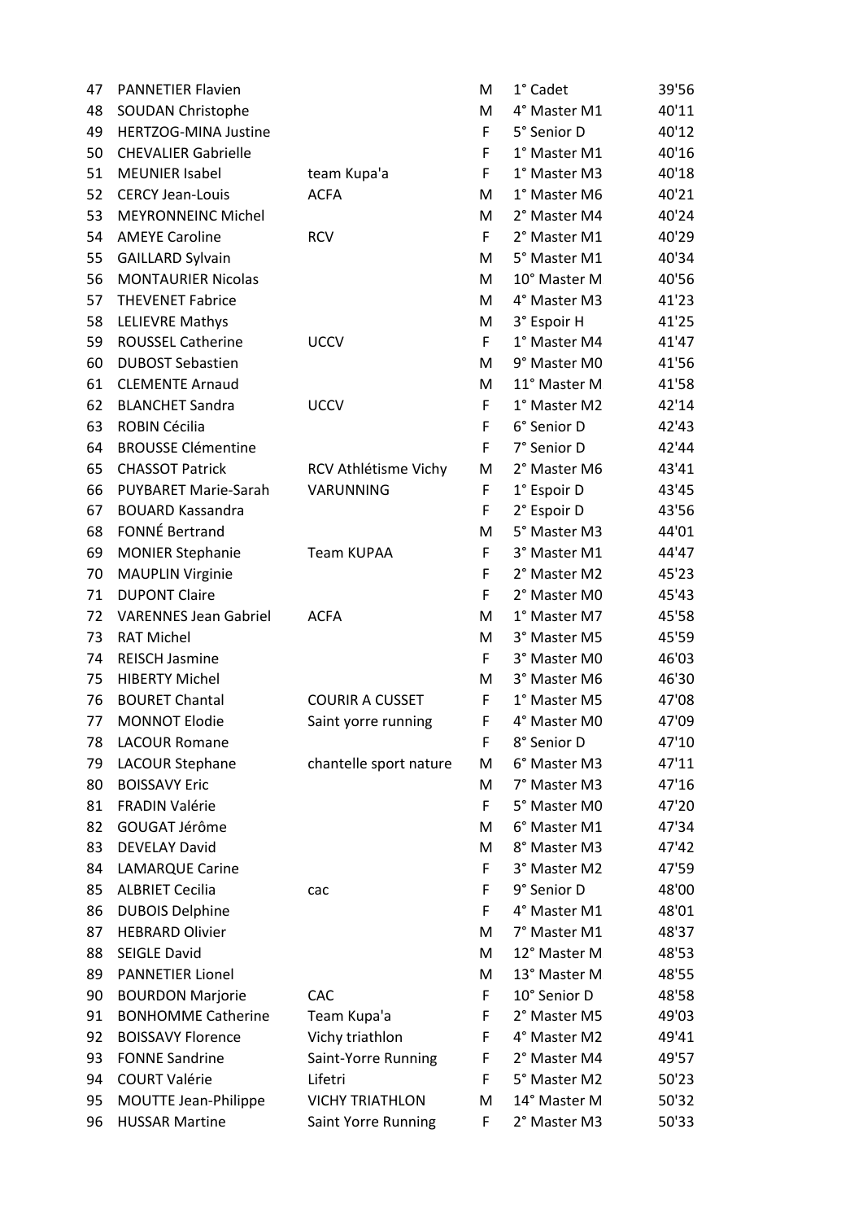| | | | | | |
|---|---|---|---|---|---|
| 47 | PANNETIER Flavien | | M | 1° Cadet | 39'56 |
| 48 | SOUDAN Christophe | | M | 4° Master M1 | 40'11 |
| 49 | HERTZOG-MINA Justine | | F | 5° Senior D | 40'12 |
| 50 | CHEVALIER Gabrielle | | F | 1° Master M1 | 40'16 |
| 51 | MEUNIER Isabel | team Kupa'a | F | 1° Master M3 | 40'18 |
| 52 | CERCY Jean-Louis | ACFA | M | 1° Master M6 | 40'21 |
| 53 | MEYRONNEINC Michel | | M | 2° Master M4 | 40'24 |
| 54 | AMEYE Caroline | RCV | F | 2° Master M1 | 40'29 |
| 55 | GAILLARD Sylvain | | M | 5° Master M1 | 40'34 |
| 56 | MONTAURIER Nicolas | | M | 10° Master M | 40'56 |
| 57 | THEVENET Fabrice | | M | 4° Master M3 | 41'23 |
| 58 | LELIEVRE Mathys | | M | 3° Espoir H | 41'25 |
| 59 | ROUSSEL Catherine | UCCV | F | 1° Master M4 | 41'47 |
| 60 | DUBOST Sebastien | | M | 9° Master M0 | 41'56 |
| 61 | CLEMENTE Arnaud | | M | 11° Master M | 41'58 |
| 62 | BLANCHET Sandra | UCCV | F | 1° Master M2 | 42'14 |
| 63 | ROBIN Cécilia | | F | 6° Senior D | 42'43 |
| 64 | BROUSSE Clémentine | | F | 7° Senior D | 42'44 |
| 65 | CHASSOT Patrick | RCV Athlétisme Vichy | M | 2° Master M6 | 43'41 |
| 66 | PUYBARET Marie-Sarah | VARUNNING | F | 1° Espoir D | 43'45 |
| 67 | BOUARD Kassandra | | F | 2° Espoir D | 43'56 |
| 68 | FONNÉ Bertrand | | M | 5° Master M3 | 44'01 |
| 69 | MONIER Stephanie | Team KUPAA | F | 3° Master M1 | 44'47 |
| 70 | MAUPLIN Virginie | | F | 2° Master M2 | 45'23 |
| 71 | DUPONT Claire | | F | 2° Master M0 | 45'43 |
| 72 | VARENNES Jean Gabriel | ACFA | M | 1° Master M7 | 45'58 |
| 73 | RAT Michel | | M | 3° Master M5 | 45'59 |
| 74 | REISCH Jasmine | | F | 3° Master M0 | 46'03 |
| 75 | HIBERTY Michel | | M | 3° Master M6 | 46'30 |
| 76 | BOURET Chantal | COURIR A CUSSET | F | 1° Master M5 | 47'08 |
| 77 | MONNOT Elodie | Saint yorre running | F | 4° Master M0 | 47'09 |
| 78 | LACOUR Romane | | F | 8° Senior D | 47'10 |
| 79 | LACOUR Stephane | chantelle sport nature | M | 6° Master M3 | 47'11 |
| 80 | BOISSAVY Eric | | M | 7° Master M3 | 47'16 |
| 81 | FRADIN Valérie | | F | 5° Master M0 | 47'20 |
| 82 | GOUGAT Jérôme | | M | 6° Master M1 | 47'34 |
| 83 | DEVELAY David | | M | 8° Master M3 | 47'42 |
| 84 | LAMARQUE Carine | | F | 3° Master M2 | 47'59 |
| 85 | ALBRIET Cecilia | cac | F | 9° Senior D | 48'00 |
| 86 | DUBOIS Delphine | | F | 4° Master M1 | 48'01 |
| 87 | HEBRARD Olivier | | M | 7° Master M1 | 48'37 |
| 88 | SEIGLE David | | M | 12° Master M | 48'53 |
| 89 | PANNETIER Lionel | | M | 13° Master M | 48'55 |
| 90 | BOURDON Marjorie | CAC | F | 10° Senior D | 48'58 |
| 91 | BONHOMME Catherine | Team Kupa'a | F | 2° Master M5 | 49'03 |
| 92 | BOISSAVY Florence | Vichy triathlon | F | 4° Master M2 | 49'41 |
| 93 | FONNE Sandrine | Saint-Yorre Running | F | 2° Master M4 | 49'57 |
| 94 | COURT Valérie | Lifetri | F | 5° Master M2 | 50'23 |
| 95 | MOUTTE Jean-Philippe | VICHY TRIATHLON | M | 14° Master M | 50'32 |
| 96 | HUSSAR Martine | Saint Yorre Running | F | 2° Master M3 | 50'33 |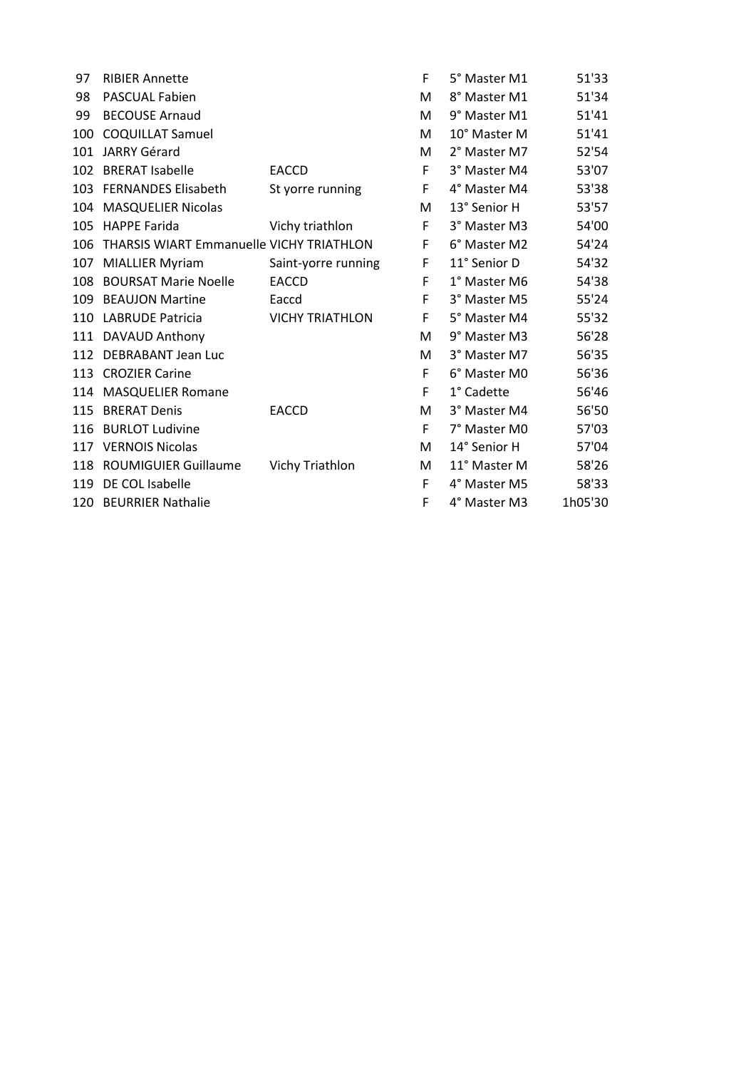| | | | | | |
|---|---|---|---|---|---|
| 97 | RIBIER Annette | | F | 5° Master M1 | 51'33 |
| 98 | PASCUAL Fabien | | M | 8° Master M1 | 51'34 |
| 99 | BECOUSE Arnaud | | M | 9° Master M1 | 51'41 |
| 100 | COQUILLAT Samuel | | M | 10° Master M | 51'41 |
| 101 | JARRY Gérard | | M | 2° Master M7 | 52'54 |
| 102 | BRERAT Isabelle | EACCD | F | 3° Master M4 | 53'07 |
| 103 | FERNANDES Elisabeth | St yorre running | F | 4° Master M4 | 53'38 |
| 104 | MASQUELIER Nicolas | | M | 13° Senior H | 53'57 |
| 105 | HAPPE Farida | Vichy triathlon | F | 3° Master M3 | 54'00 |
| 106 | THARSIS WIART Emmanuelle | VICHY TRIATHLON | F | 6° Master M2 | 54'24 |
| 107 | MIALLIER Myriam | Saint-yorre running | F | 11° Senior D | 54'32 |
| 108 | BOURSAT Marie Noelle | EACCD | F | 1° Master M6 | 54'38 |
| 109 | BEAUJON Martine | Eaccd | F | 3° Master M5 | 55'24 |
| 110 | LABRUDE Patricia | VICHY TRIATHLON | F | 5° Master M4 | 55'32 |
| 111 | DAVAUD Anthony | | M | 9° Master M3 | 56'28 |
| 112 | DEBRABANT Jean Luc | | M | 3° Master M7 | 56'35 |
| 113 | CROZIER Carine | | F | 6° Master M0 | 56'36 |
| 114 | MASQUELIER Romane | | F | 1° Cadette | 56'46 |
| 115 | BRERAT Denis | EACCD | M | 3° Master M4 | 56'50 |
| 116 | BURLOT Ludivine | | F | 7° Master M0 | 57'03 |
| 117 | VERNOIS Nicolas | | M | 14° Senior H | 57'04 |
| 118 | ROUMIGUIER Guillaume | Vichy Triathlon | M | 11° Master M | 58'26 |
| 119 | DE COL Isabelle | | F | 4° Master M5 | 58'33 |
| 120 | BEURRIER Nathalie | | F | 4° Master M3 | 1h05'30 |